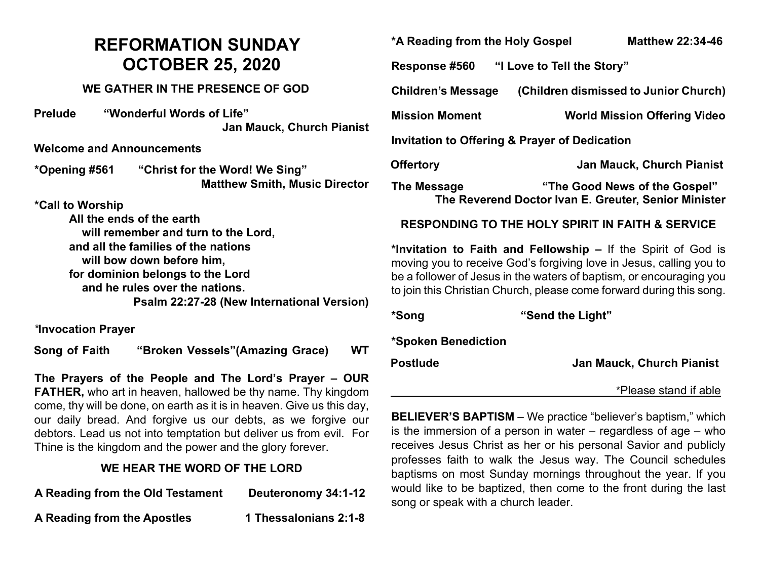# REFORMATION SUNDAY
# OCTOBER 25, 2020

## WE GATHER IN THE PRESENCE OF GOD

**Prelude** **"Wonderful Words of Life"**
**Jan Mauck, Church Pianist**

**Welcome and Announcements**

***Opening #561** **"Christ for the Word! We Sing"**
**Matthew Smith, Music Director**

***Call to Worship**

**All the ends of the earth**
**will remember and turn to the Lord,**
**and all the families of the nations**
**will bow down before him,**
**for dominion belongs to the Lord**
**and he rules over the nations.**
**Psalm 22:27-28 (New International Version)**

***Invocation Prayer**

**Song of Faith** **"Broken Vessels"(Amazing Grace)** **WT**

**The Prayers of the People and The Lord's Prayer – OUR FATHER,** who art in heaven, hallowed be thy name. Thy kingdom come, thy will be done, on earth as it is in heaven. Give us this day, our daily bread. And forgive us our debts, as we forgive our debtors. Lead us not into temptation but deliver us from evil. For Thine is the kingdom and the power and the glory forever.

## WE HEAR THE WORD OF THE LORD

**A Reading from the Old Testament** **Deuteronomy 34:1-12**

**A Reading from the Apostles** **1 Thessalonians 2:1-8**

***A Reading from the Holy Gospel** **Matthew 22:34-46**

**Response #560** **"I Love to Tell the Story"**

**Children's Message** **(Children dismissed to Junior Church)**

**Mission Moment** **World Mission Offering Video**

**Invitation to Offering & Prayer of Dedication**

**Offertory** **Jan Mauck, Church Pianist**

**The Message** **"The Good News of the Gospel"**
**The Reverend Doctor Ivan E. Greuter, Senior Minister**

## RESPONDING TO THE HOLY SPIRIT IN FAITH & SERVICE

***Invitation to Faith and Fellowship –** If the Spirit of God is moving you to receive God's forgiving love in Jesus, calling you to be a follower of Jesus in the waters of baptism, or encouraging you to join this Christian Church, please come forward during this song.

***Song** **"Send the Light"**

***Spoken Benediction**

**Postlude** **Jan Mauck, Church Pianist**

*Please stand if able

---

**BELIEVER'S BAPTISM** – We practice "believer's baptism," which is the immersion of a person in water – regardless of age – who receives Jesus Christ as her or his personal Savior and publicly professes faith to walk the Jesus way. The Council schedules baptisms on most Sunday mornings throughout the year. If you would like to be baptized, then come to the front during the last song or speak with a church leader.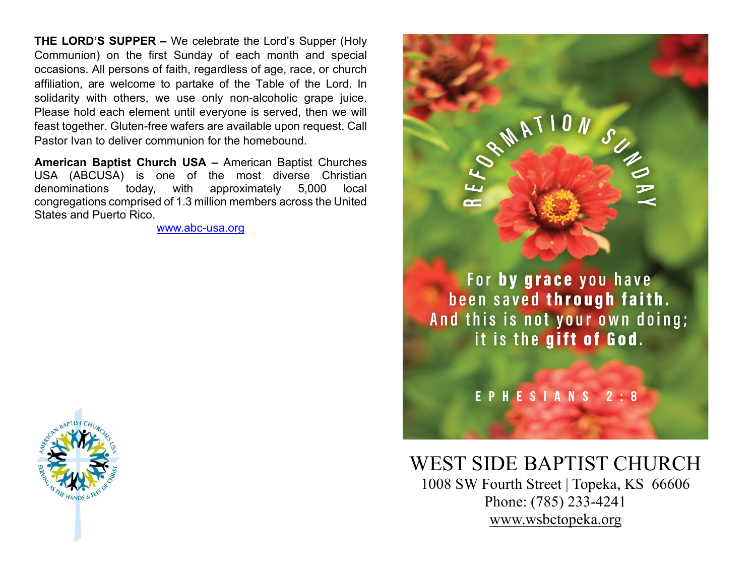**THE LORD'S SUPPER –** We celebrate the Lord's Supper (Holy Communion) on the first Sunday of each month and special occasions. All persons of faith, regardless of age, race, or church affiliation, are welcome to partake of the Table of the Lord. In solidarity with others, we use only non-alcoholic grape juice. Please hold each element until everyone is served, then we will feast together. Gluten-free wafers are available upon request. Call Pastor Ivan to deliver communion for the homebound.

**American Baptist Church USA –** American Baptist Churches USA (ABCUSA) is one of the most diverse Christian denominations today, with approximately 5,000 local congregations comprised of 1.3 million members across the United States and Puerto Rico.

www.abc-usa.org

AMERICAN BAPTIST CHURCHES USA
SERVING AS THE HANDS & FEET OF CHRIST

REFORMATION SUNDAY

For **by grace** you have been saved **through faith.** And this is not your own doing; it is the **gift of God.**

EPHESIANS 2:8

# WEST SIDE BAPTIST CHURCH

1008 SW Fourth Street | Topeka, KS 66606
Phone: (785) 233-4241
www.wsbctopeka.org